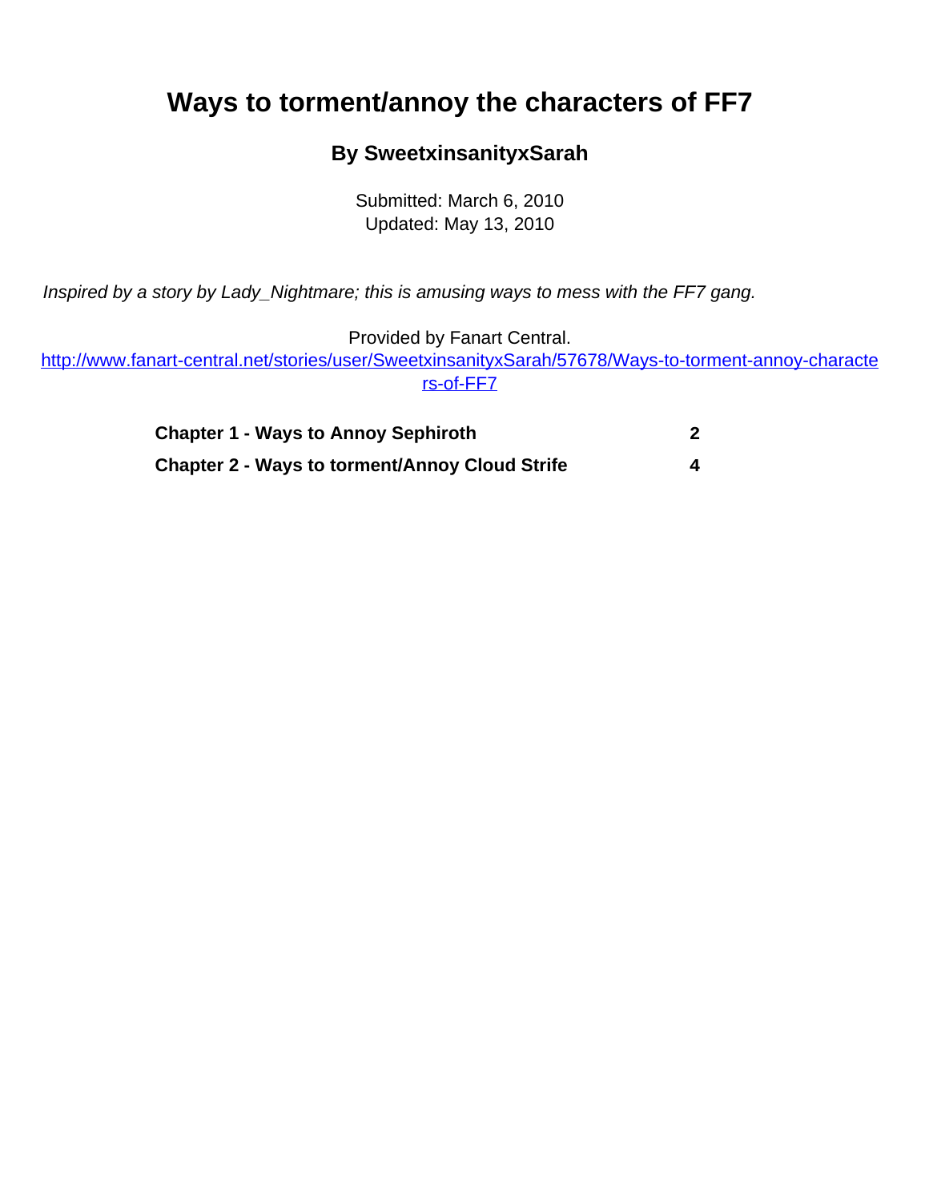# Ways to torment/annoy the characters of FF7

**By SweetxinsanityxSarah**

Submitted: March 6, 2010
Updated: May 13, 2010

*Inspired by a story by Lady_Nightmare; this is amusing ways to mess with the FF7 gang.*

Provided by Fanart Central.
http://www.fanart-central.net/stories/user/SweetxinsanityxSarah/57678/Ways-to-torment-annoy-characters-of-FF7

| | |
|---|---|
| **Chapter 1 - Ways to Annoy Sephiroth** | **2** |
| **Chapter 2 - Ways to torment/Annoy Cloud Strife** | **4** |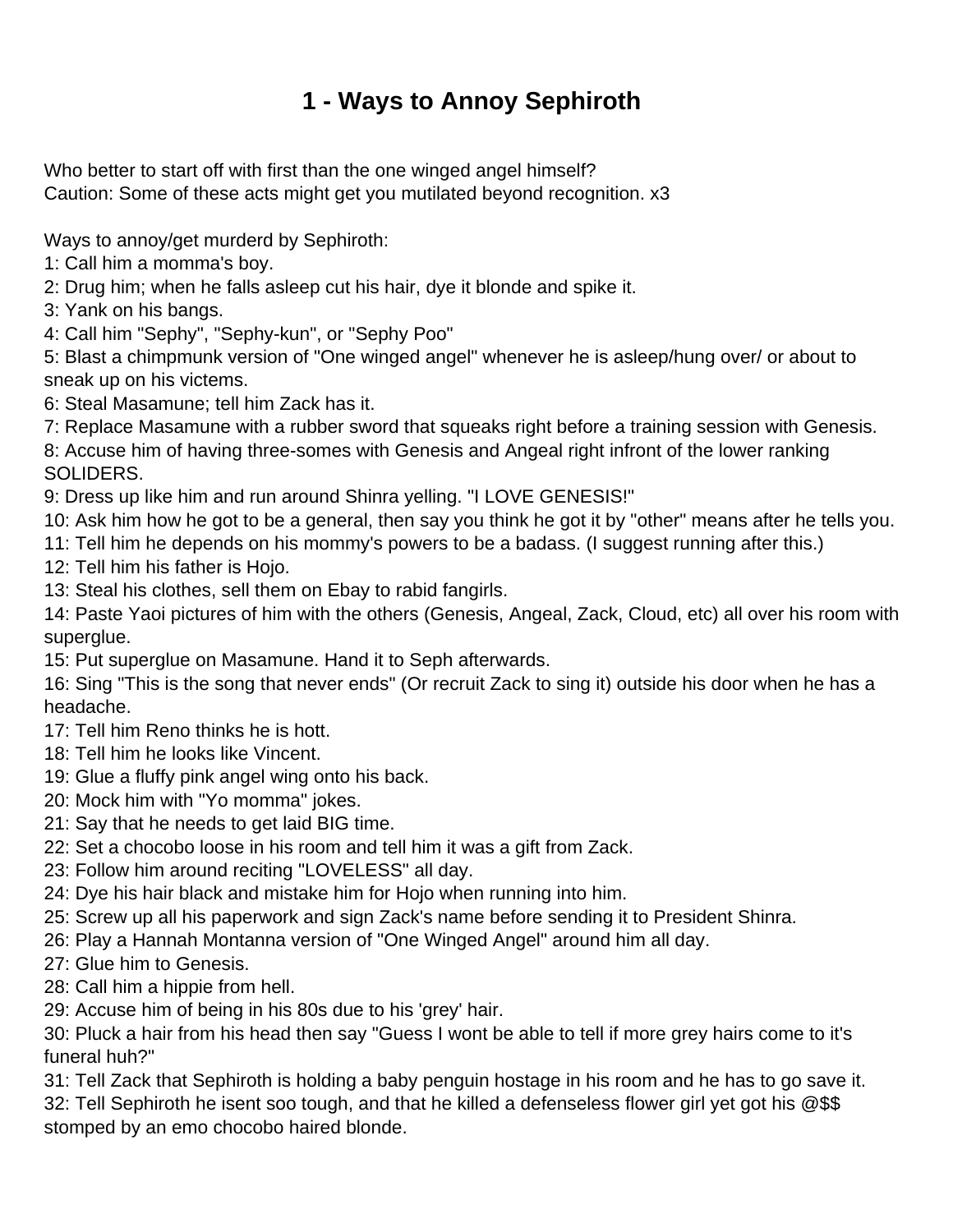# 1 - Ways to Annoy Sephiroth

Who better to start off with first than the one winged angel himself?
Caution: Some of these acts might get you mutilated beyond recognition. x3

Ways to annoy/get murderd by Sephiroth:
1: Call him a momma's boy.
2: Drug him; when he falls asleep cut his hair, dye it blonde and spike it.
3: Yank on his bangs.
4: Call him "Sephy", "Sephy-kun", or "Sephy Poo"
5: Blast a chimpmunk version of "One winged angel" whenever he is asleep/hung over/ or about to sneak up on his victems.
6: Steal Masamune; tell him Zack has it.
7: Replace Masamune with a rubber sword that squeaks right before a training session with Genesis.
8: Accuse him of having three-somes with Genesis and Angeal right infront of the lower ranking SOLIDERS.
9: Dress up like him and run around Shinra yelling. "I LOVE GENESIS!"
10: Ask him how he got to be a general, then say you think he got it by "other" means after he tells you.
11: Tell him he depends on his mommy's powers to be a badass. (I suggest running after this.)
12: Tell him his father is Hojo.
13: Steal his clothes, sell them on Ebay to rabid fangirls.
14: Paste Yaoi pictures of him with the others (Genesis, Angeal, Zack, Cloud, etc) all over his room with superglue.
15: Put superglue on Masamune. Hand it to Seph afterwards.
16: Sing "This is the song that never ends" (Or recruit Zack to sing it) outside his door when he has a headache.
17: Tell him Reno thinks he is hott.
18: Tell him he looks like Vincent.
19: Glue a fluffy pink angel wing onto his back.
20: Mock him with "Yo momma" jokes.
21: Say that he needs to get laid BIG time.
22: Set a chocobo loose in his room and tell him it was a gift from Zack.
23: Follow him around reciting "LOVELESS" all day.
24: Dye his hair black and mistake him for Hojo when running into him.
25: Screw up all his paperwork and sign Zack's name before sending it to President Shinra.
26: Play a Hannah Montanna version of "One Winged Angel" around him all day.
27: Glue him to Genesis.
28: Call him a hippie from hell.
29: Accuse him of being in his 80s due to his 'grey' hair.
30: Pluck a hair from his head then say "Guess I wont be able to tell if more grey hairs come to it's funeral huh?"
31: Tell Zack that Sephiroth is holding a baby penguin hostage in his room and he has to go save it.
32: Tell Sephiroth he isent soo tough, and that he killed a defenseless flower girl yet got his @$$ stomped by an emo chocobo haired blonde.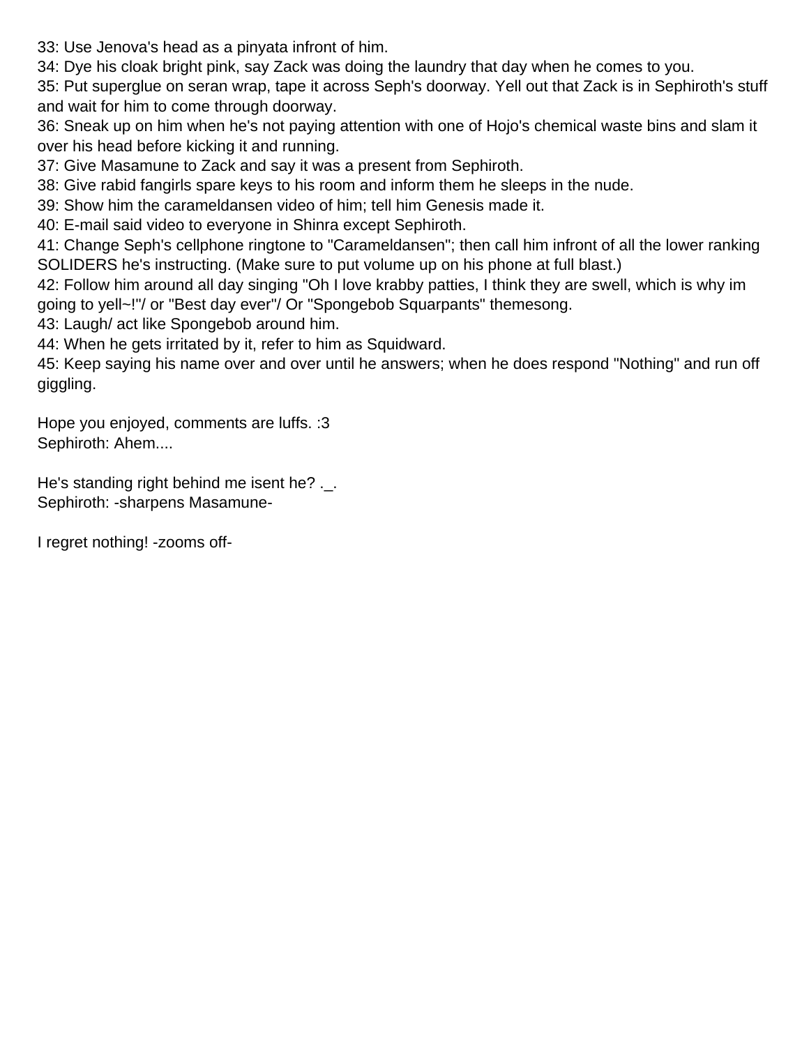33: Use Jenova's head as a pinyata infront of him.
34: Dye his cloak bright pink, say Zack was doing the laundry that day when he comes to you.
35: Put superglue on seran wrap, tape it across Seph's doorway. Yell out that Zack is in Sephiroth's stuff and wait for him to come through doorway.
36: Sneak up on him when he's not paying attention with one of Hojo's chemical waste bins and slam it over his head before kicking it and running.
37: Give Masamune to Zack and say it was a present from Sephiroth.
38: Give rabid fangirls spare keys to his room and inform them he sleeps in the nude.
39: Show him the carameldansen video of him; tell him Genesis made it.
40: E-mail said video to everyone in Shinra except Sephiroth.
41: Change Seph's cellphone ringtone to "Carameldansen"; then call him infront of all the lower ranking SOLIDERS he's instructing. (Make sure to put volume up on his phone at full blast.)
42: Follow him around all day singing "Oh I love krabby patties, I think they are swell, which is why im going to yell~!"/ or "Best day ever"/ Or "Spongebob Squarpants" themesong.
43: Laugh/ act like Spongebob around him.
44: When he gets irritated by it, refer to him as Squidward.
45: Keep saying his name over and over until he answers; when he does respond "Nothing" and run off giggling.

Hope you enjoyed, comments are luffs. :3
Sephiroth: Ahem....

He's standing right behind me isent he? ._.
Sephiroth: -sharpens Masamune-

I regret nothing! -zooms off-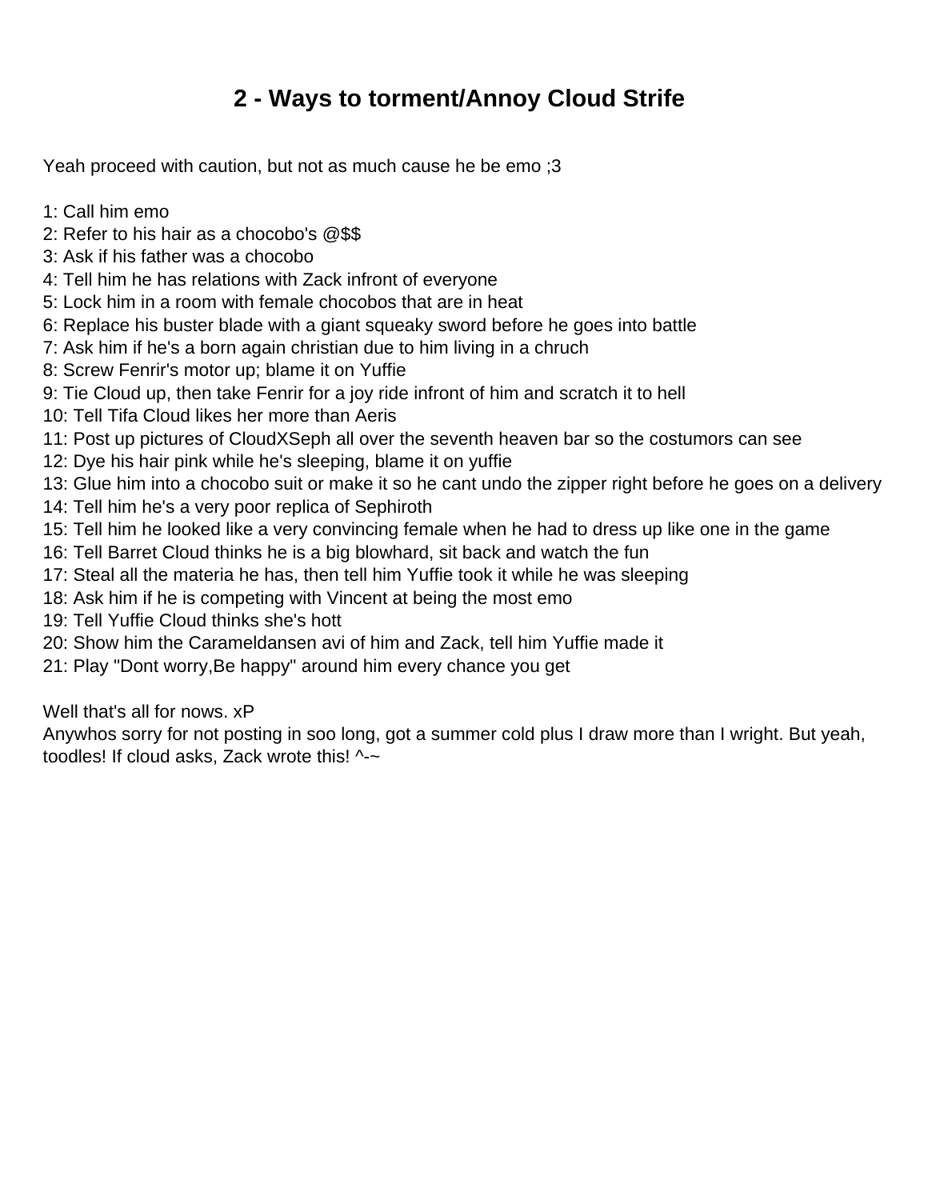# 2 - Ways to torment/Annoy Cloud Strife

Yeah proceed with caution, but not as much cause he be emo ;3

1: Call him emo
2: Refer to his hair as a chocobo's @$$
3: Ask if his father was a chocobo
4: Tell him he has relations with Zack infront of everyone
5: Lock him in a room with female chocobos that are in heat
6: Replace his buster blade with a giant squeaky sword before he goes into battle
7: Ask him if he's a born again christian due to him living in a chruch
8: Screw Fenrir's motor up; blame it on Yuffie
9: Tie Cloud up, then take Fenrir for a joy ride infront of him and scratch it to hell
10: Tell Tifa Cloud likes her more than Aeris
11: Post up pictures of CloudXSeph all over the seventh heaven bar so the costumors can see
12: Dye his hair pink while he's sleeping, blame it on yuffie
13: Glue him into a chocobo suit or make it so he cant undo the zipper right before he goes on a delivery
14: Tell him he's a very poor replica of Sephiroth
15: Tell him he looked like a very convincing female when he had to dress up like one in the game
16: Tell Barret Cloud thinks he is a big blowhard, sit back and watch the fun
17: Steal all the materia he has, then tell him Yuffie took it while he was sleeping
18: Ask him if he is competing with Vincent at being the most emo
19: Tell Yuffie Cloud thinks she's hott
20: Show him the Carameldansen avi of him and Zack, tell him Yuffie made it
21: Play "Dont worry,Be happy" around him every chance you get

Well that's all for nows. xP
Anywhos sorry for not posting in soo long, got a summer cold plus I draw more than I wright. But yeah, toodles! If cloud asks, Zack wrote this! ^-~